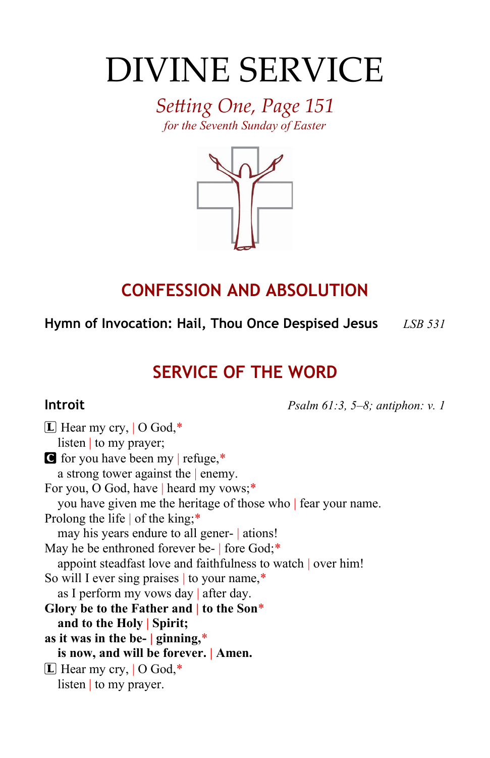# DIVINE SERVICE

*Setting One, Page 151*
*for the Seventh Sunday of Easter*

## CONFESSION AND ABSOLUTION

**Hymn of Invocation: Hail, Thou Once Despised Jesus** *LSB 531*

## SERVICE OF THE WORD

**Introit** *Psalm 61:3, 5–8; antiphon: v. 1*

L Hear my cry, | O God,*
listen | to my prayer;
**C** for you have been my | refuge,*
a strong tower against the | enemy.
For you, O God, have | heard my vows;*
you have given me the heritage of those who | fear your name.
Prolong the life | of the king;*
may his years endure to all gener- | ations!
May he be enthroned forever be- | fore God;*
appoint steadfast love and faithfulness to watch | over him!
So will I ever sing praises | to your name,*
as I perform my vows day | after day.
**Glory be to the Father and | to the Son***
**and to the Holy | Spirit;**
**as it was in the be- | ginning,***
**is now, and will be forever. | Amen.**
L Hear my cry, | O God,*
listen | to my prayer.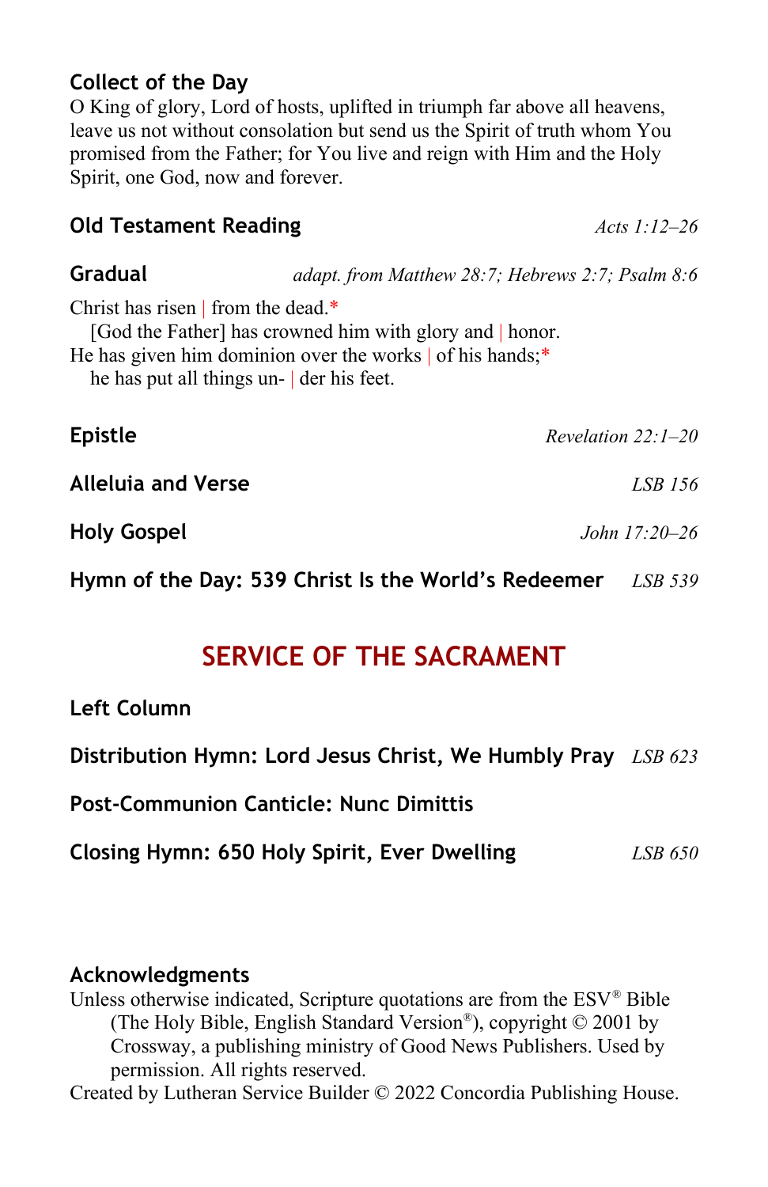### Collect of the Day

O King of glory, Lord of hosts, uplifted in triumph far above all heavens, leave us not without consolation but send us the Spirit of truth whom You promised from the Father; for You live and reign with Him and the Holy Spirit, one God, now and forever.

### Old Testament Reading *Acts 1:12–26*

### Gradual *adapt. from Matthew 28:7; Hebrews 2:7; Psalm 8:6*

Christ has risen | from the dead.*
  [God the Father] has crowned him with glory and | honor.
He has given him dominion over the works | of his hands;*
  he has put all things un- | der his feet.

### Epistle *Revelation 22:1–20*

### Alleluia and Verse *LSB 156*

### Holy Gospel *John 17:20–26*

### Hymn of the Day: 539 Christ Is the World's Redeemer *LSB 539*

## SERVICE OF THE SACRAMENT

### Left Column

### Distribution Hymn: Lord Jesus Christ, We Humbly Pray *LSB 623*

### Post-Communion Canticle: Nunc Dimittis

### Closing Hymn: 650 Holy Spirit, Ever Dwelling *LSB 650*

### Acknowledgments

Unless otherwise indicated, Scripture quotations are from the ESV® Bible (The Holy Bible, English Standard Version®), copyright © 2001 by Crossway, a publishing ministry of Good News Publishers. Used by permission. All rights reserved.
Created by Lutheran Service Builder © 2022 Concordia Publishing House.